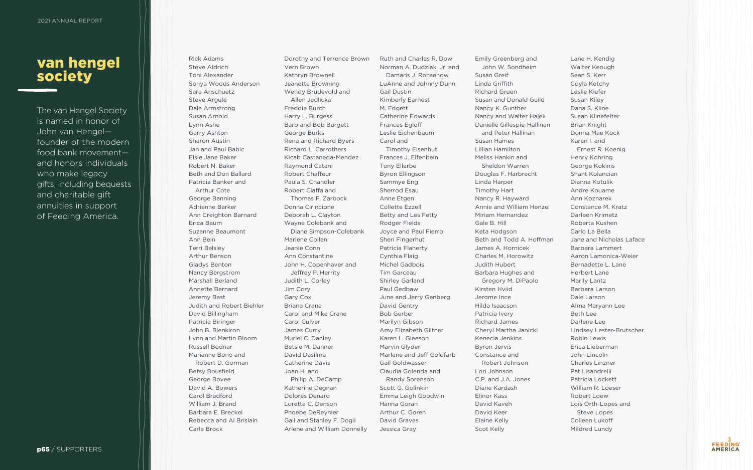# van hengel society

The van Hengel Society is named in honor of John van Hengel—founder of the modern food bank movement—and honors individuals who make legacy gifts, including bequests and charitable gift annuities in support of Feeding America.

Rick Adams
Steve Aldrich
Toni Alexander
Sonya Woods Anderson
Sara Anschuetz
Steve Argule
Dale Armstrong
Susan Arnold
Lynn Ashe
Garry Ashton
Sharon Austin
Jan and Paul Babic
Elsie Jane Baker
Robert N. Baker
Beth and Don Ballard
Patricia Banker and Arthur Cote
George Banning
Adrienne Barker
Ann Creighton Barnard
Erica Baum
Suzanne Beaumont
Ann Bein
Terri Belsley
Arthur Benson
Gladys Benton
Nancy Bergstrom
Marshall Berland
Annette Bernard
Jeremy Best
Judith and Robert Biehler
David Billingham
Patricia Biringer
John B. Blenkiron
Lynn and Martin Bloom
Russell Bodnar
Marianne Bono and Robert D. Gorman
Betsy Bousfield
George Bovee
David A. Bowers
Carol Bradford
William J. Brand
Barbara E. Breckel
Rebecca and Al Brislain
Carla Brock
Dorothy and Terrence Brown
Vern Brown
Kathryn Brownell
Jeanette Browning
Wendy Brudevold and Allen Jedlicka
Freddie Burch
Harry L. Burgess
Barb and Bob Burgett
George Burks
Rena and Richard Byers
Richard L. Carrothers
Kicab Castaneda-Mendez
Raymond Catani
Robert Chaffeur
Paula S. Chandler
Robert Ciaffa and Thomas F. Zarbock
Donna Cirincione
Deborah L. Clayton
Wayne Colebank and Diane Simpson-Colebank
Marlene Collen
Jeanie Conn
Ann Constantine
John H. Copenhaver and Jeffrey P. Herrity
Judith L. Corley
Jim Cory
Gary Cox
Briana Crane
Carol and Mike Crane
Carol Culver
James Curry
Muriel C. Danley
Betsie M. Danner
David Dasilma
Catherine Davis
Joan H. and Philip A. DeCamp
Katherine Degnan
Dolores Denaro
Loretta C. Denson
Phoebe DeReynier
Gail and Stanley F. Dogil
Arlene and William Donnelly
Ruth and Charles R. Dow
Norman A. Dudziak, Jr. and Damaris J. Rohsenow
LuAnne and Johnny Dunn
Gail Dustin
Kimberly Earnest
M. Edgett
Catherine Edwards
Frances Egloff
Leslie Eichenbaum
Carol and Timothy Eisenhut
Frances J. Elfenbein
Tony Ellerbe
Byron Ellingson
Sammye Eng
Sherrod Esau
Anne Etgen
Collette Ezzell
Betty and Les Fetty
Rodger Fields
Joyce and Paul Fierro
Sheri Fingerhut
Patricia Flaherty
Cynthia Flaig
Michel Gadbois
Tim Garceau
Shirley Garland
Paul Gedbaw
June and Jerry Genberg
David Gentry
Bob Gerber
Marilyn Gibson
Amy Elizabeth Giltner
Karen L. Gleeson
Marvin Glyder
Marlene and Jeff Goldfarb
Gail Goldwasser
Claudia Golenda and Randy Sorenson
Scott G. Golinkin
Emma Leigh Goodwin
Hanna Goran
Arthur C. Goren
David Graves
Jessica Gray
Emily Greenberg and John W. Sondheim
Susan Greif
Linda Griffith
Richard Gruen
Susan and Donald Guild
Nancy K. Gunther
Nancy and Walter Hajek
Danielle Gillespie-Hallinan and Peter Hallinan
Susan Hames
Lillian Hamilton
Meliss Hankin and Sheldon Warren
Douglas F. Harbrecht
Linda Harper
Timothy Hart
Nancy R. Hayward
Annie and William Henzel
Miriam Hernandez
Gale B. Hill
Keta Hodgson
Beth and Todd A. Hoffman
James A. Hornicek
Charles M. Horowitz
Judith Hubert
Barbara Hughes and Gregory M. DiPaolo
Kirsten Hviid
Jerome Ince
Hilda Isaacson
Patricia Ivery
Richard James
Cheryl Martha Janicki
Kenecia Jenkins
Byron Jervis
Constance and Robert Johnson
Lori Johnson
C.P. and J.A. Jones
Diane Kardash
Elinor Kass
David Kaveh
David Keer
Elaine Kelly
Scot Kelly
Lane H. Kendig
Walter Keough
Sean S. Kerr
Coyla Ketchy
Leslie Kiefer
Susan Kiley
Dana S. Kline
Susan Klinefelter
Brian Knight
Donna Mae Kock
Karen I. and Ernest R. Koenig
Henry Kohring
George Kokinis
Shant Kolancian
Dianna Kotulik
Andre Kouame
Ann Koznarek
Constance M. Kratz
Darleen Krimetz
Roberta Kushen
Carlo La Bella
Jane and Nicholas Laface
Barbara Lammert
Aaron Lamonica-Weier
Bernadette L. Lane
Herbert Lane
Marily Lantz
Barbara Larson
Dale Larson
Alma Maryann Lee
Beth Lee
Darlene Lee
Lindsey Lester-Brutscher
Robin Lewis
Erica Lieberman
John Lincoln
Charles Linzner
Pat Lisandrelli
Patricia Lockett
William R. Loeser
Robert Loew
Lois Orth-Lopes and Steve Lopes
Colleen Lukoff
Mildred Lundy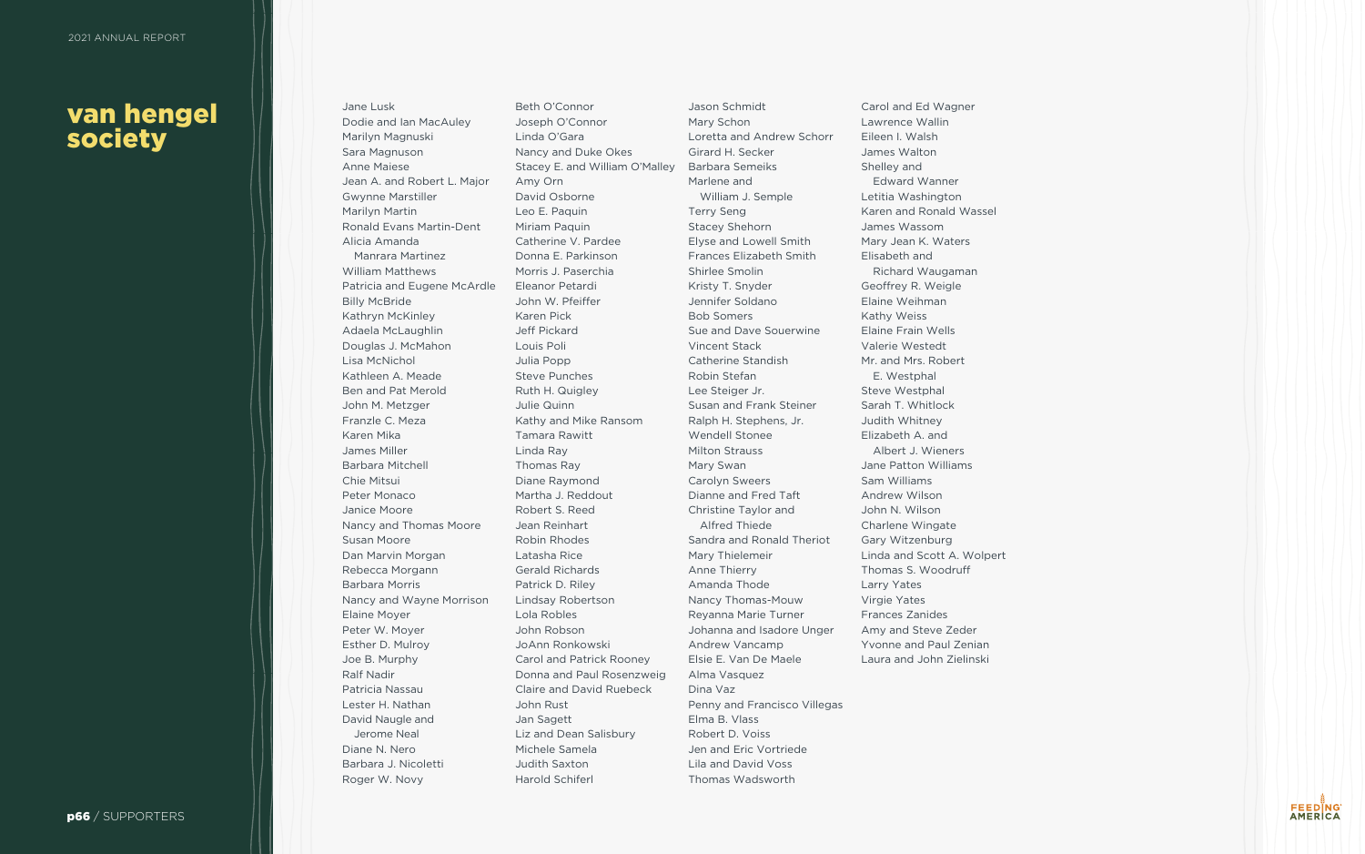# van hengel society

Jane Lusk
Dodie and Ian MacAuley
Marilyn Magnuski
Sara Magnuson
Anne Maiese
Jean A. and Robert L. Major
Gwynne Marstiller
Marilyn Martin
Ronald Evans Martin-Dent
Alicia Amanda Manrara Martinez
William Matthews
Patricia and Eugene McArdle
Billy McBride
Kathryn McKinley
Adaela McLaughlin
Douglas J. McMahon
Lisa McNichol
Kathleen A. Meade
Ben and Pat Merold
John M. Metzger
Franzle C. Meza
Karen Mika
James Miller
Barbara Mitchell
Chie Mitsui
Peter Monaco
Janice Moore
Nancy and Thomas Moore
Susan Moore
Dan Marvin Morgan
Rebecca Morgann
Barbara Morris
Nancy and Wayne Morrison
Elaine Moyer
Peter W. Moyer
Esther D. Mulroy
Joe B. Murphy
Ralf Nadir
Patricia Nassau
Lester H. Nathan
David Naugle and Jerome Neal
Diane N. Nero
Barbara J. Nicoletti
Roger W. Novy
Beth O'Connor
Joseph O'Connor
Linda O'Gara
Nancy and Duke Okes
Stacey E. and William O'Malley
Amy Orn
David Osborne
Leo E. Paquin
Miriam Paquin
Catherine V. Pardee
Donna E. Parkinson
Morris J. Paserchia
Eleanor Petardi
John W. Pfeiffer
Karen Pick
Jeff Pickard
Louis Poli
Julia Popp
Steve Punches
Ruth H. Quigley
Julie Quinn
Kathy and Mike Ransom
Tamara Rawitt
Linda Ray
Thomas Ray
Diane Raymond
Martha J. Reddout
Robert S. Reed
Jean Reinhart
Robin Rhodes
Latasha Rice
Gerald Richards
Patrick D. Riley
Lindsay Robertson
Lola Robles
John Robson
JoAnn Ronkowski
Carol and Patrick Rooney
Donna and Paul Rosenzweig
Claire and David Ruebeck
John Rust
Jan Sagett
Liz and Dean Salisbury
Michele Samela
Judith Saxton
Harold Schiferl
Jason Schmidt
Mary Schon
Loretta and Andrew Schorr
Girard H. Secker
Barbara Semeiks
Marlene and William J. Semple
Terry Seng
Stacey Shehorn
Elyse and Lowell Smith
Frances Elizabeth Smith
Shirlee Smolin
Kristy T. Snyder
Jennifer Soldano
Bob Somers
Sue and Dave Souerwine
Vincent Stack
Catherine Standish
Robin Stefan
Lee Steiger Jr.
Susan and Frank Steiner
Ralph H. Stephens, Jr.
Wendell Stonee
Milton Strauss
Mary Swan
Carolyn Sweers
Dianne and Fred Taft
Christine Taylor and Alfred Thiede
Sandra and Ronald Theriot
Mary Thielemeir
Anne Thierry
Amanda Thode
Nancy Thomas-Mouw
Reyanna Marie Turner
Johanna and Isadore Unger
Andrew Vancamp
Elsie E. Van De Maele
Alma Vasquez
Dina Vaz
Penny and Francisco Villegas
Elma B. Vlass
Robert D. Voiss
Jen and Eric Vortriede
Lila and David Voss
Thomas Wadsworth
Carol and Ed Wagner
Lawrence Wallin
Eileen I. Walsh
James Walton
Shelley and Edward Wanner
Letitia Washington
Karen and Ronald Wassel
James Wassom
Mary Jean K. Waters
Elisabeth and Richard Waugaman
Geoffrey R. Weigle
Elaine Weihman
Kathy Weiss
Elaine Frain Wells
Valerie Westedt
Mr. and Mrs. Robert E. Westphal
Steve Westphal
Sarah T. Whitlock
Judith Whitney
Elizabeth A. and Albert J. Wieners
Jane Patton Williams
Sam Williams
Andrew Wilson
John N. Wilson
Charlene Wingate
Gary Witzenburg
Linda and Scott A. Wolpert
Thomas S. Woodruff
Larry Yates
Virgie Yates
Frances Zanides
Amy and Steve Zeder
Yvonne and Paul Zenian
Laura and John Zielinski